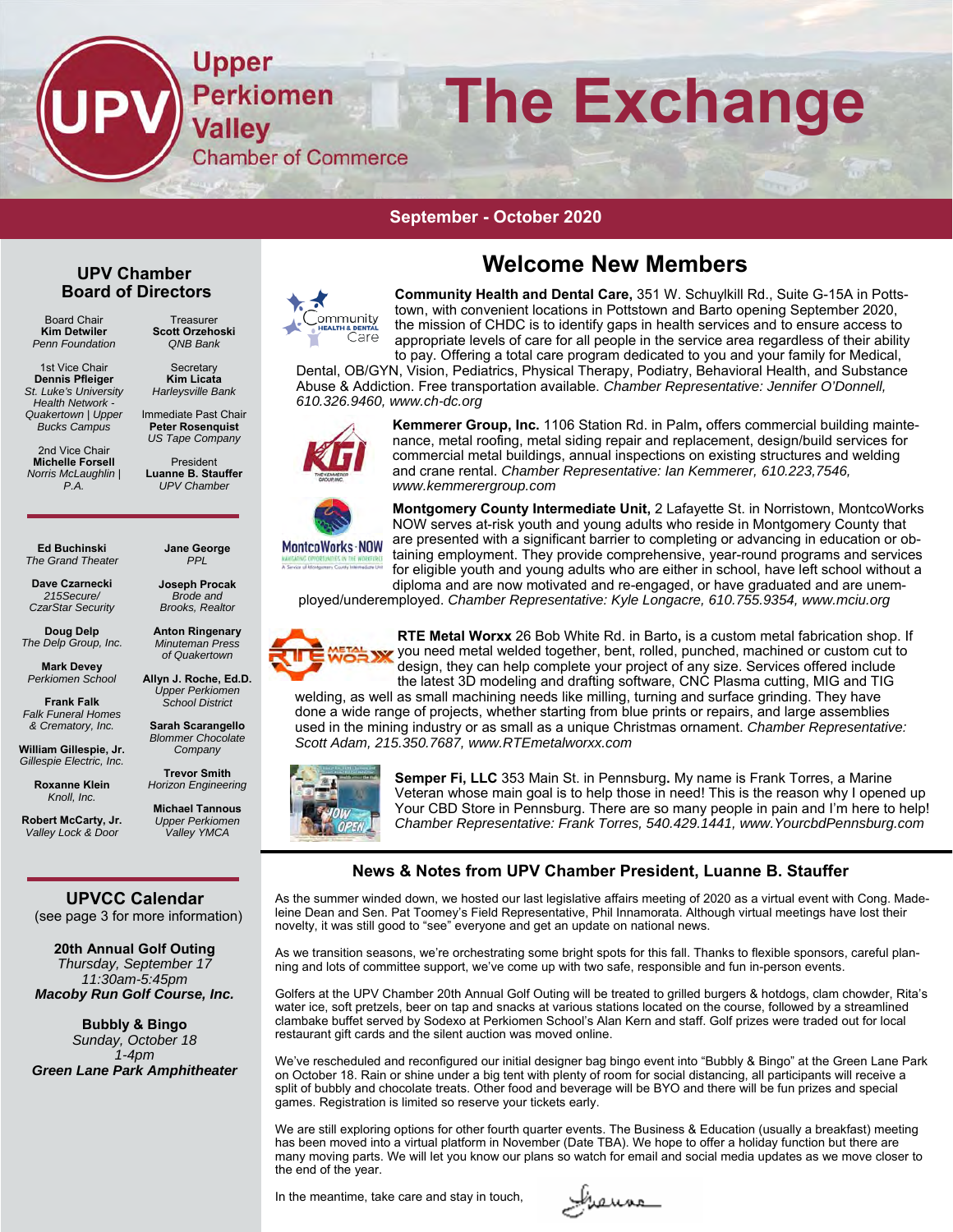# Upper Perkiomen Valley Chamber of Commerce

# The Exchange

**September - October 2020**

## UPV Chamber Board of Directors

Board Chair
**Kim Detwiler**
*Penn Foundation*

Treasurer
**Scott Orzehoski**
*QNB Bank*

1st Vice Chair
**Dennis Pfleiger**
*St. Luke's University Health Network - Quakertown | Upper Bucks Campus*

Secretary
**Kim Licata**
*Harleysville Bank*

Immediate Past Chair
**Peter Rosenquist**
*US Tape Company*

2nd Vice Chair
**Michelle Forsell**
*Norris McLaughlin | P.A.*

President
**Luanne B. Stauffer**
*UPV Chamber*

**Ed Buchinski**
*The Grand Theater*

**Jane George**
*PPL*

**Dave Czarnecki**
*215Secure/ CzarStar Security*

**Joseph Procak**
*Brode and Brooks, Realtor*

**Doug Delp**
*The Delp Group, Inc.*

**Anton Ringenary**
*Minuteman Press of Quakertown*

**Mark Devey**
*Perkiomen School*

**Allyn J. Roche, Ed.D.**
*Upper Perkiomen School District*

**Frank Falk**
*Falk Funeral Homes & Crematory, Inc.*

**Sarah Scarangello**
*Blommer Chocolate Company*

**William Gillespie, Jr.**
*Gillespie Electric, Inc.*

**Trevor Smith**
*Horizon Engineering*

**Roxanne Klein**
*Knoll, Inc.*

**Michael Tannous**
*Upper Perkiomen Valley YMCA*

**Robert McCarty, Jr.**
*Valley Lock & Door*

## UPVCC Calendar

(see page 3 for more information)

**20th Annual Golf Outing**
*Thursday, September 17*
*11:30am-5:45pm*
***Macoby Run Golf Course, Inc.***

**Bubbly & Bingo**
*Sunday, October 18*
*1-4pm*
***Green Lane Park Amphitheater***

## Welcome New Members

**Community Health and Dental Care,** 351 W. Schuylkill Rd., Suite G-15A in Pottstown, with convenient locations in Pottstown and Barto opening September 2020, the mission of CHDC is to identify gaps in health services and to ensure access to appropriate levels of care for all people in the service area regardless of their ability to pay. Offering a total care program dedicated to you and your family for Medical, Dental, OB/GYN, Vision, Pediatrics, Physical Therapy, Podiatry, Behavioral Health, and Substance Abuse & Addiction. Free transportation available. *Chamber Representative: Jennifer O'Donnell, 610.326.9460, www.ch-dc.org*

**Kemmerer Group, Inc.** 1106 Station Rd. in Palm**,** offers commercial building maintenance, metal roofing, metal siding repair and replacement, design/build services for commercial metal buildings, annual inspections on existing structures and welding and crane rental. *Chamber Representative: Ian Kemmerer, 610.223,7546, www.kemmerergroup.com*

**Montgomery County Intermediate Unit,** 2 Lafayette St. in Norristown, MontcoWorks NOW serves at-risk youth and young adults who reside in Montgomery County that are presented with a significant barrier to completing or advancing in education or obtaining employment. They provide comprehensive, year-round programs and services for eligible youth and young adults who are either in school, have left school without a diploma and are now motivated and re-engaged, or have graduated and are unemployed/underemployed. *Chamber Representative: Kyle Longacre, 610.755.9354, www.mciu.org*

**RTE Metal Worxx** 26 Bob White Rd. in Barto**,** is a custom metal fabrication shop. If you need metal welded together, bent, rolled, punched, machined or custom cut to design, they can help complete your project of any size. Services offered include the latest 3D modeling and drafting software, CNC Plasma cutting, MIG and TIG welding, as well as small machining needs like milling, turning and surface grinding. They have done a wide range of projects, whether starting from blue prints or repairs, and large assemblies used in the mining industry or as small as a unique Christmas ornament. *Chamber Representative: Scott Adam, 215.350.7687, www.RTEmetalworxx.com*

**Semper Fi, LLC** 353 Main St. in Pennsburg**.** My name is Frank Torres, a Marine Veteran whose main goal is to help those in need! This is the reason why I opened up Your CBD Store in Pennsburg. There are so many people in pain and I'm here to help! *Chamber Representative: Frank Torres, 540.429.1441, www.YourcbdPennsburg.com*

## News & Notes from UPV Chamber President, Luanne B. Stauffer

As the summer winded down, we hosted our last legislative affairs meeting of 2020 as a virtual event with Cong. Madeleine Dean and Sen. Pat Toomey's Field Representative, Phil Innamorata. Although virtual meetings have lost their novelty, it was still good to "see" everyone and get an update on national news.

As we transition seasons, we're orchestrating some bright spots for this fall. Thanks to flexible sponsors, careful planning and lots of committee support, we've come up with two safe, responsible and fun in-person events.

Golfers at the UPV Chamber 20th Annual Golf Outing will be treated to grilled burgers & hotdogs, clam chowder, Rita's water ice, soft pretzels, beer on tap and snacks at various stations located on the course, followed by a streamlined clambake buffet served by Sodexo at Perkiomen School's Alan Kern and staff. Golf prizes were traded out for local restaurant gift cards and the silent auction was moved online.

We've rescheduled and reconfigured our initial designer bag bingo event into "Bubbly & Bingo" at the Green Lane Park on October 18. Rain or shine under a big tent with plenty of room for social distancing, all participants will receive a split of bubbly and chocolate treats. Other food and beverage will be BYO and there will be fun prizes and special games. Registration is limited so reserve your tickets early.

We are still exploring options for other fourth quarter events. The Business & Education (usually a breakfast) meeting has been moved into a virtual platform in November (Date TBA). We hope to offer a holiday function but there are many moving parts. We will let you know our plans so watch for email and social media updates as we move closer to the end of the year.

In the meantime, take care and stay in touch,

Luanne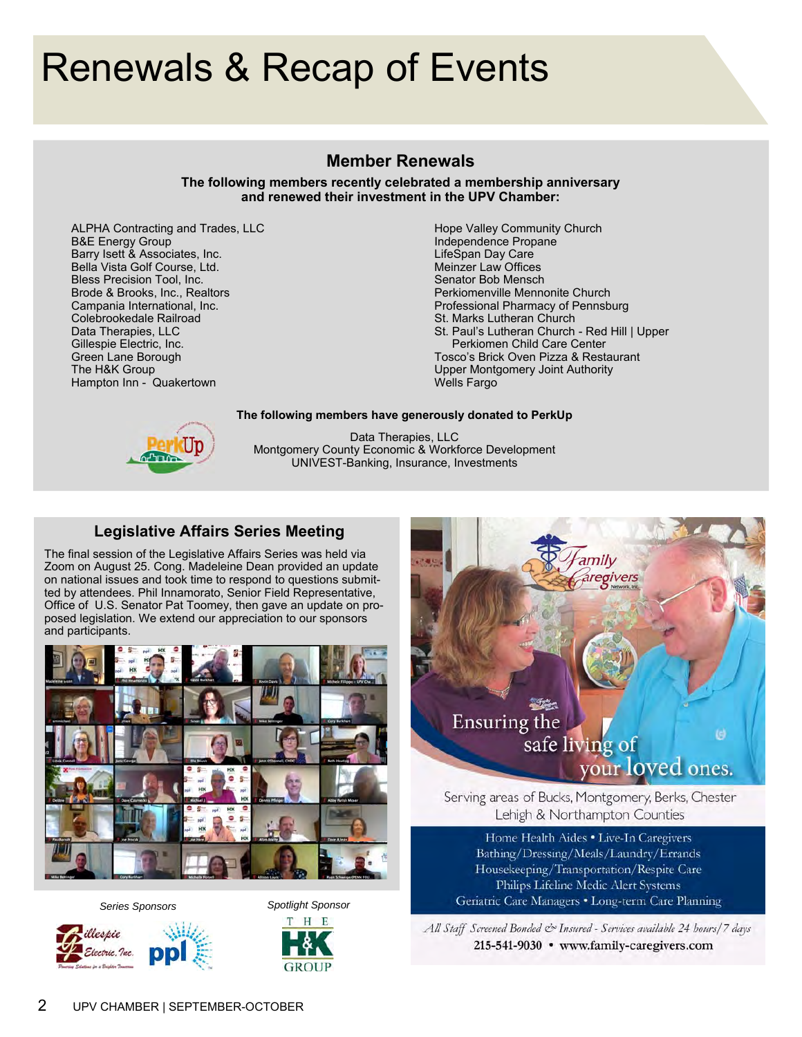# Renewals & Recap of Events

## Member Renewals

**The following members recently celebrated a membership anniversary and renewed their investment in the UPV Chamber:**

- ALPHA Contracting and Trades, LLC
- B&E Energy Group
- Barry Isett & Associates, Inc.
- Bella Vista Golf Course, Ltd.
- Bless Precision Tool, Inc.
- Brode & Brooks, Inc., Realtors
- Campania International, Inc.
- Colebrookedale Railroad
- Data Therapies, LLC
- Gillespie Electric, Inc.
- Green Lane Borough
- The H&K Group
- Hampton Inn - Quakertown
- Hope Valley Community Church
- Independence Propane
- LifeSpan Day Care
- Meinzer Law Offices
- Senator Bob Mensch
- Perkiomenville Mennonite Church
- Professional Pharmacy of Pennsburg
- St. Marks Lutheran Church
- St. Paul's Lutheran Church - Red Hill | Upper Perkiomen Child Care Center
- Tosco's Brick Oven Pizza & Restaurant
- Upper Montgomery Joint Authority
- Wells Fargo

**The following members have generously donated to PerkUp**

Data Therapies, LLC
Montgomery County Economic & Workforce Development
UNIVEST-Banking, Insurance, Investments

## Legislative Affairs Series Meeting

The final session of the Legislative Affairs Series was held via Zoom on August 25. Cong. Madeleine Dean provided an update on national issues and took time to respond to questions submitted by attendees. Phil Innamorato, Senior Field Representative, Office of U.S. Senator Pat Toomey, then gave an update on proposed legislation. We extend our appreciation to our sponsors and participants.

*Series Sponsors*

*Spotlight Sponsor*

Family Caregivers Network, Inc.

Ensuring the safe living of your loved ones.

Serving areas of Bucks, Montgomery, Berks, Chester Lehigh & Northampton Counties

Home Health Aides • Live-In Caregivers
Bathing/Dressing/Meals/Laundry/Errands
Housekeeping/Transportation/Respite Care
Philips Lifeline Medic Alert Systems
Geriatric Care Managers • Long-term Care Planning

*All Staff Screened Bonded & Insured - Services available 24 hours/7 days*

215-541-9030 • www.family-caregivers.com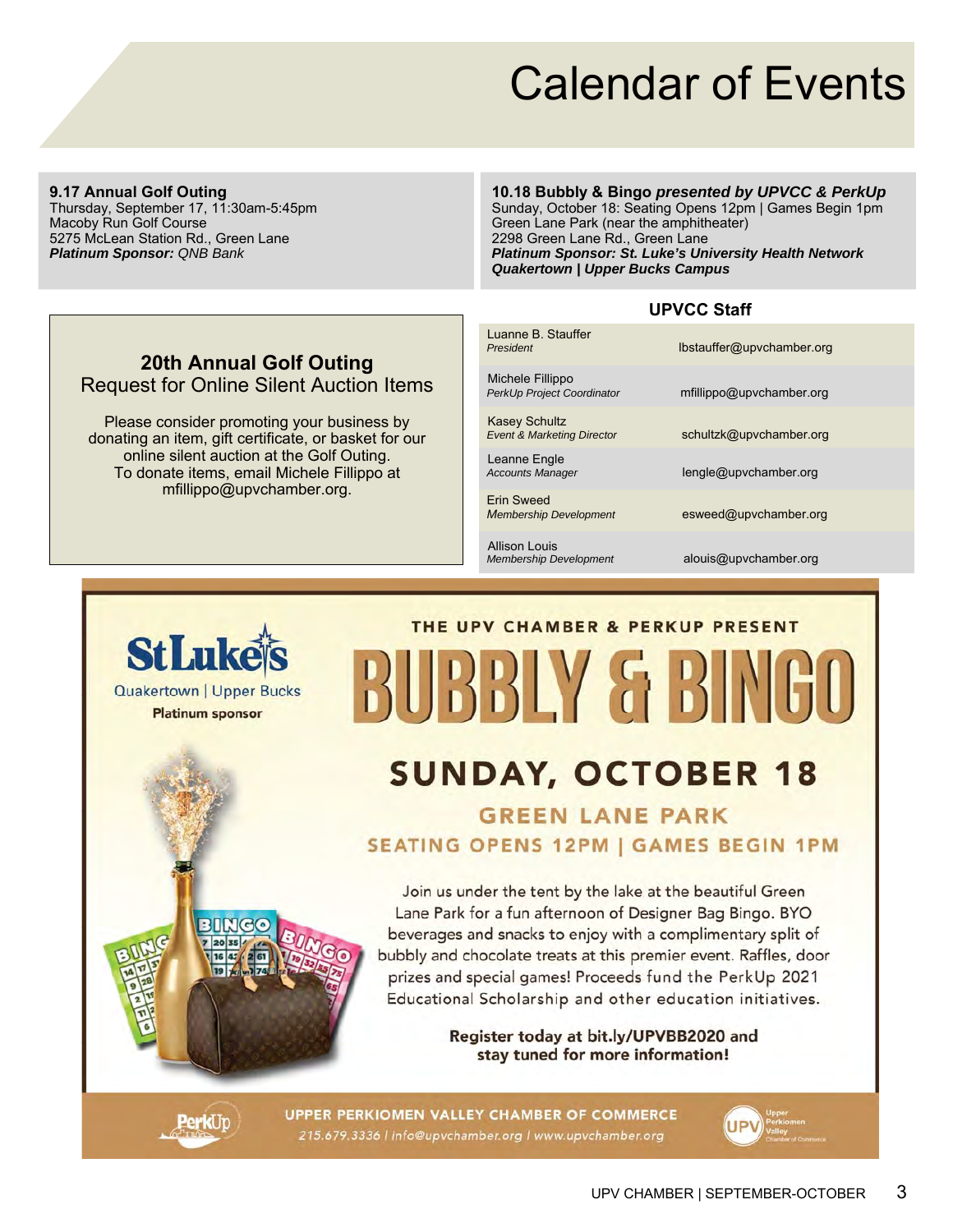# Calendar of Events

**9.17 Annual Golf Outing**
Thursday, September 17, 11:30am-5:45pm
Macoby Run Golf Course
5275 McLean Station Rd., Green Lane
***Platinum Sponsor:*** *QNB Bank*

**10.18 Bubbly & Bingo** ***presented by UPVCC & PerkUp***
Sunday, October 18: Seating Opens 12pm | Games Begin 1pm
Green Lane Park (near the amphitheater)
2298 Green Lane Rd., Green Lane
***Platinum Sponsor: St. Luke's University Health Network Quakertown | Upper Bucks Campus***

## 20th Annual Golf Outing

Request for Online Silent Auction Items

Please consider promoting your business by donating an item, gift certificate, or basket for our online silent auction at the Golf Outing. To donate items, email Michele Fillippo at mfillippo@upvchamber.org.

## UPVCC Staff

| Name / Title | Email |
|---|---|
| Luanne B. Stauffer, *President* | lbstauffer@upvchamber.org |
| Michele Fillippo, *PerkUp Project Coordinator* | mfillippo@upvchamber.org |
| Kasey Schultz, *Event & Marketing Director* | schultzk@upvchamber.org |
| Leanne Engle, *Accounts Manager* | lengle@upvchamber.org |
| Erin Sweed, *Membership Development* | esweed@upvchamber.org |
| Allison Louis, *Membership Development* | alouis@upvchamber.org |

St Luke's Quakertown | Upper Bucks
Platinum sponsor

THE UPV CHAMBER & PERKUP PRESENT

# BUBBLY & BINGO

## SUNDAY, OCTOBER 18

### GREEN LANE PARK

### SEATING OPENS 12PM | GAMES BEGIN 1PM

Join us under the tent by the lake at the beautiful Green Lane Park for a fun afternoon of Designer Bag Bingo. BYO beverages and snacks to enjoy with a complimentary split of bubbly and chocolate treats at this premier event. Raffles, door prizes and special games! Proceeds fund the PerkUp 2021 Educational Scholarship and other education initiatives.

**Register today at bit.ly/UPVBB2020 and stay tuned for more information!**

UPPER PERKIOMEN VALLEY CHAMBER OF COMMERCE
215.679.3336 | info@upvchamber.org | www.upvchamber.org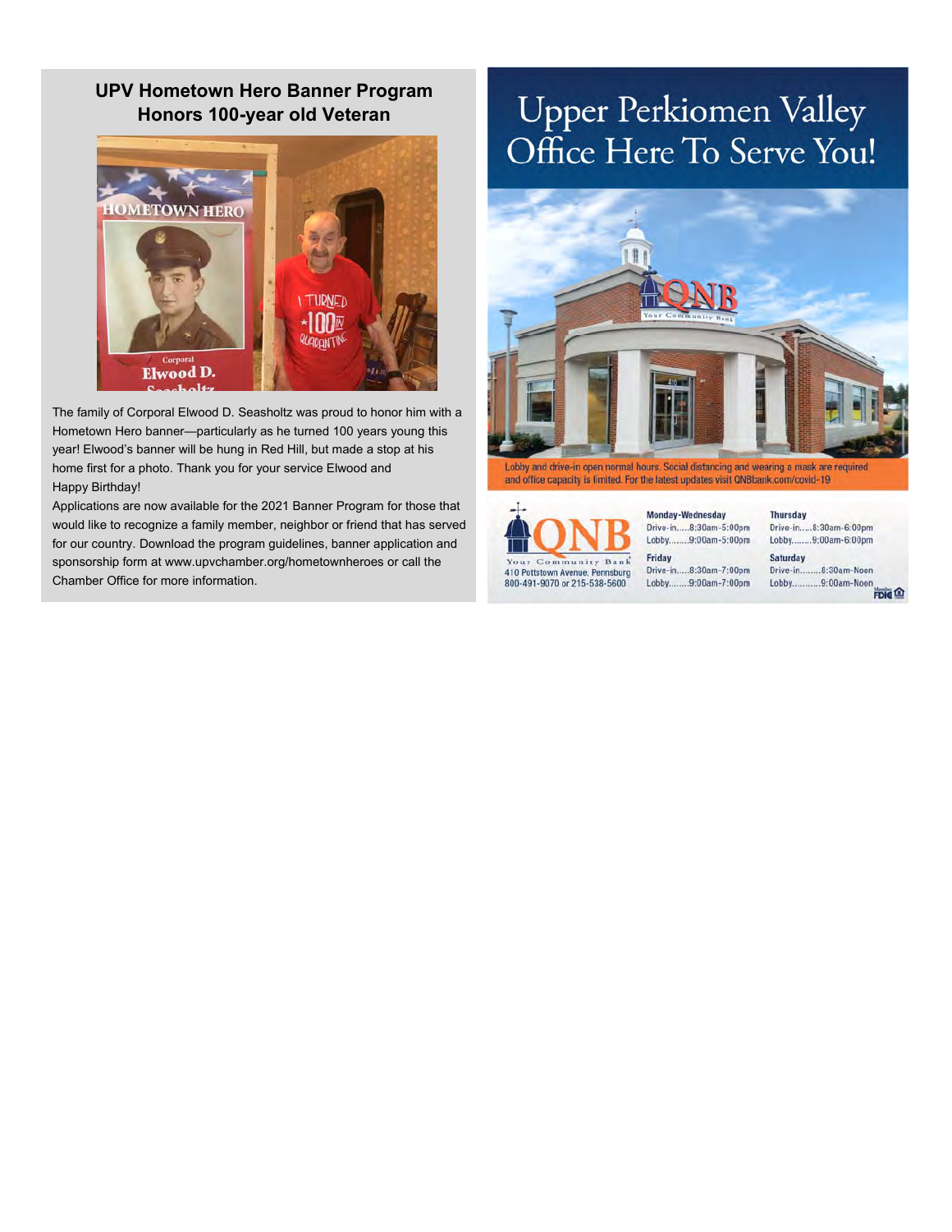## UPV Hometown Hero Banner Program Honors 100-year old Veteran

The family of Corporal Elwood D. Seasholtz was proud to honor him with a Hometown Hero banner—particularly as he turned 100 years young this year! Elwood's banner will be hung in Red Hill, but made a stop at his home first for a photo. Thank you for your service Elwood and Happy Birthday!

Applications are now available for the 2021 Banner Program for those that would like to recognize a family member, neighbor or friend that has served for our country. Download the program guidelines, banner application and sponsorship form at www.upvchamber.org/hometownheroes or call the Chamber Office for more information.

# Upper Perkiomen Valley Office Here To Serve You!

Lobby and drive-in open normal hours. Social distancing and wearing a mask are required and office capacity is limited. For the latest updates visit QNBbank.com/covid-19

QNB
Your Community Bank
410 Pottstown Avenue, Pennsburg
800-491-9070 or 215-538-5600

**Monday-Wednesday**
Drive-in.....8:30am-5:00pm
Lobby........9:00am-5:00pm

**Friday**
Drive-in.....8:30am-7:00pm
Lobby........9:00am-7:00pm

**Thursday**
Drive-in.....8:30am-6:00pm
Lobby........9:00am-6:00pm

**Saturday**
Drive-in........8:30am-Noon
Lobby...........9:00am-Noon

Member FDIC